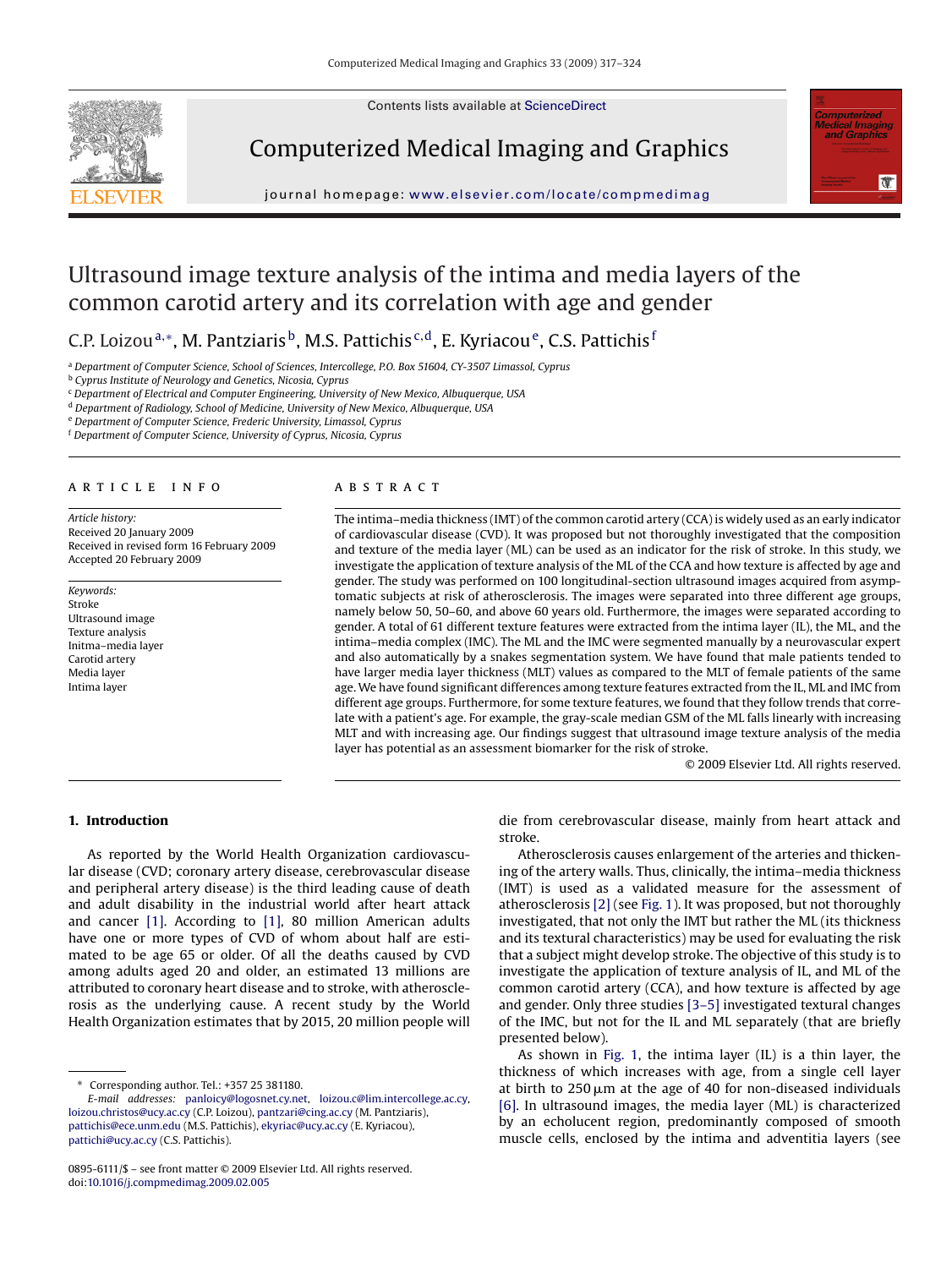Contents lists available at ScienceDirect

# Computerized Medical Imaging and Graphics

journal homepage: www.elsevier.com/locate/compmedimag

# Ultrasound image texture analysis of the intima and media layers of the common carotid artery and its correlation with age and gender

C.P. Loizou [a,*], M. Pantziaris [b], M.S. Pattichis [c,d], E. Kyriacou [e], C.S. Pattichis [f]

[a] Department of Computer Science, School of Sciences, Intercollege, P.O. Box 51604, CY-3507 Limassol, Cyprus
[b] Cyprus Institute of Neurology and Genetics, Nicosia, Cyprus
[c] Department of Electrical and Computer Engineering, University of New Mexico, Albuquerque, USA
[d] Department of Radiology, School of Medicine, University of New Mexico, Albuquerque, USA
[e] Department of Computer Science, Frederic University, Limassol, Cyprus
[f] Department of Computer Science, University of Cyprus, Nicosia, Cyprus

## ARTICLE INFO

*Article history:*
Received 20 January 2009
Received in revised form 16 February 2009
Accepted 20 February 2009

*Keywords:*
Stroke
Ultrasound image
Texture analysis
Initma–media layer
Carotid artery
Media layer
Intima layer

## ABSTRACT

The intima–media thickness (IMT) of the common carotid artery (CCA) is widely used as an early indicator of cardiovascular disease (CVD). It was proposed but not thoroughly investigated that the composition and texture of the media layer (ML) can be used as an indicator for the risk of stroke. In this study, we investigate the application of texture analysis of the ML of the CCA and how texture is affected by age and gender. The study was performed on 100 longitudinal-section ultrasound images acquired from asymptomatic subjects at risk of atherosclerosis. The images were separated into three different age groups, namely below 50, 50–60, and above 60 years old. Furthermore, the images were separated according to gender. A total of 61 different texture features were extracted from the intima layer (IL), the ML, and the intima–media complex (IMC). The ML and the IMC were segmented manually by a neurovascular expert and also automatically by a snakes segmentation system. We have found that male patients tended to have larger media layer thickness (MLT) values as compared to the MLT of female patients of the same age. We have found significant differences among texture features extracted from the IL, ML and IMC from different age groups. Furthermore, for some texture features, we found that they follow trends that correlate with a patient's age. For example, the gray-scale median GSM of the ML falls linearly with increasing MLT and with increasing age. Our findings suggest that ultrasound image texture analysis of the media layer has potential as an assessment biomarker for the risk of stroke.

© 2009 Elsevier Ltd. All rights reserved.

## 1. Introduction

As reported by the World Health Organization cardiovascular disease (CVD; coronary artery disease, cerebrovascular disease and peripheral artery disease) is the third leading cause of death and adult disability in the industrial world after heart attack and cancer [1]. According to [1], 80 million American adults have one or more types of CVD of whom about half are estimated to be age 65 or older. Of all the deaths caused by CVD among adults aged 20 and older, an estimated 13 millions are attributed to coronary heart disease and to stroke, with atherosclerosis as the underlying cause. A recent study by the World Health Organization estimates that by 2015, 20 million people will die from cerebrovascular disease, mainly from heart attack and stroke.

Atherosclerosis causes enlargement of the arteries and thickening of the artery walls. Thus, clinically, the intima–media thickness (IMT) is used as a validated measure for the assessment of atherosclerosis [2] (see Fig. 1). It was proposed, but not thoroughly investigated, that not only the IMT but rather the ML (its thickness and its textural characteristics) may be used for evaluating the risk that a subject might develop stroke. The objective of this study is to investigate the application of texture analysis of IL, and ML of the common carotid artery (CCA), and how texture is affected by age and gender. Only three studies [3–5] investigated textural changes of the IMC, but not for the IL and ML separately (that are briefly presented below).

As shown in Fig. 1, the intima layer (IL) is a thin layer, the thickness of which increases with age, from a single cell layer at birth to 250 μm at the age of 40 for non-diseased individuals [6]. In ultrasound images, the media layer (ML) is characterized by an echolucent region, predominantly composed of smooth muscle cells, enclosed by the intima and adventitia layers (see

\* Corresponding author. Tel.: +357 25 381180.
*E-mail addresses:* panloicy@logosnet.cy.net, loizou.c@lim.intercollege.ac.cy, loizou.christos@ucy.ac.cy (C.P. Loizou), pantzari@cing.ac.cy (M. Pantziaris), pattichis@ece.unm.edu (M.S. Pattichis), ekyriac@ucy.ac.cy (E. Kyriacou), pattichi@ucy.ac.cy (C.S. Pattichis).

0895-6111/$ – see front matter © 2009 Elsevier Ltd. All rights reserved.
doi:10.1016/j.compmedimag.2009.02.005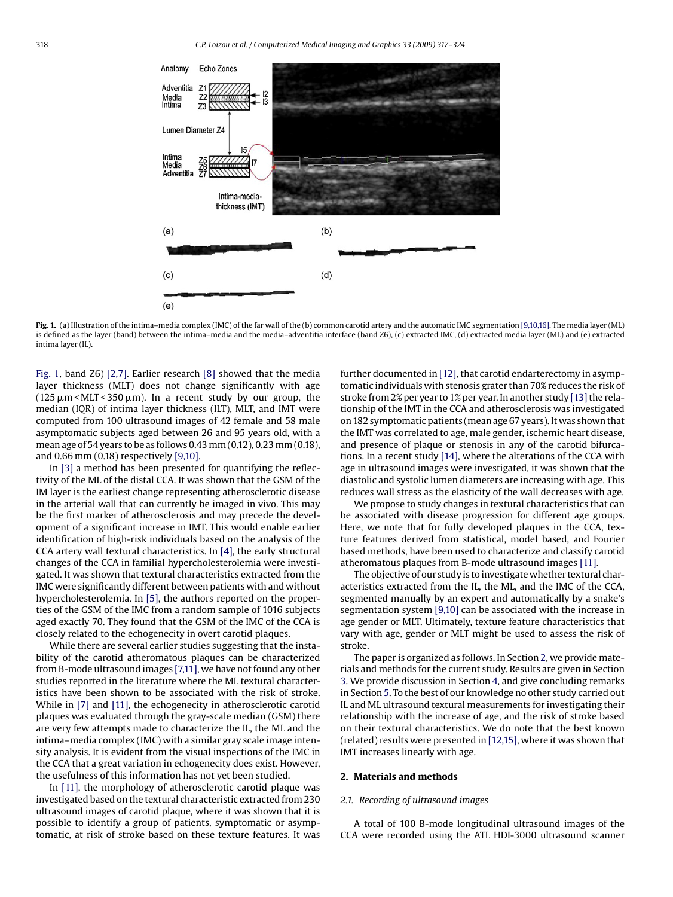**Fig. 1.** (a) Illustration of the intima–media complex (IMC) of the far wall of the (b) common carotid artery and the automatic IMC segmentation [9,10,16]. The media layer (ML) is defined as the layer (band) between the intima–media and the media–adventitia interface (band Z6), (c) extracted IMC, (d) extracted media layer (ML) and (e) extracted intima layer (IL).

Fig. 1, band Z6) [2,7]. Earlier research [8] showed that the media layer thickness (MLT) does not change significantly with age ($125\,\mu$m < MLT < $350\,\mu$m). In a recent study by our group, the median (IQR) of intima layer thickness (ILT), MLT, and IMT were computed from 100 ultrasound images of 42 female and 58 male asymptomatic subjects aged between 26 and 95 years old, with a mean age of 54 years to be as follows 0.43 mm (0.12), 0.23 mm (0.18), and 0.66 mm (0.18) respectively [9,10].

In [3] a method has been presented for quantifying the reflectivity of the ML of the distal CCA. It was shown that the GSM of the IM layer is the earliest change representing atherosclerotic disease in the arterial wall that can currently be imaged in vivo. This may be the first marker of atherosclerosis and may precede the development of a significant increase in IMT. This would enable earlier identification of high-risk individuals based on the analysis of the CCA artery wall textural characteristics. In [4], the early structural changes of the CCA in familial hypercholesterolemia were investigated. It was shown that textural characteristics extracted from the IMC were significantly different between patients with and without hypercholesterolemia. In [5], the authors reported on the properties of the GSM of the IMC from a random sample of 1016 subjects aged exactly 70. They found that the GSM of the IMC of the CCA is closely related to the echogenecity in overt carotid plaques.

While there are several earlier studies suggesting that the instability of the carotid atheromatous plaques can be characterized from B-mode ultrasound images [7,11], we have not found any other studies reported in the literature where the ML textural characteristics have been shown to be associated with the risk of stroke. While in [7] and [11], the echogenecity in atherosclerotic carotid plaques was evaluated through the gray-scale median (GSM) there are very few attempts made to characterize the IL, the ML and the intima–media complex (IMC) with a similar gray scale image intensity analysis. It is evident from the visual inspections of the IMC in the CCA that a great variation in echogenecity does exist. However, the usefulness of this information has not yet been studied.

In [11], the morphology of atherosclerotic carotid plaque was investigated based on the textural characteristic extracted from 230 ultrasound images of carotid plaque, where it was shown that it is possible to identify a group of patients, symptomatic or asymptomatic, at risk of stroke based on these texture features. It was further documented in [12], that carotid endarterectomy in asymptomatic individuals with stenosis grater than 70% reduces the risk of stroke from 2% per year to 1% per year. In another study [13] the relationship of the IMT in the CCA and atherosclerosis was investigated on 182 symptomatic patients (mean age 67 years). It was shown that the IMT was correlated to age, male gender, ischemic heart disease, and presence of plaque or stenosis in any of the carotid bifurcations. In a recent study [14], where the alterations of the CCA with age in ultrasound images were investigated, it was shown that the diastolic and systolic lumen diameters are increasing with age. This reduces wall stress as the elasticity of the wall decreases with age.

We propose to study changes in textural characteristics that can be associated with disease progression for different age groups. Here, we note that for fully developed plaques in the CCA, texture features derived from statistical, model based, and Fourier based methods, have been used to characterize and classify carotid atheromatous plaques from B-mode ultrasound images [11].

The objective of our study is to investigate whether textural characteristics extracted from the IL, the ML, and the IMC of the CCA, segmented manually by an expert and automatically by a snake's segmentation system [9,10] can be associated with the increase in age gender or MLT. Ultimately, texture feature characteristics that vary with age, gender or MLT might be used to assess the risk of stroke.

The paper is organized as follows. In Section 2, we provide materials and methods for the current study. Results are given in Section 3. We provide discussion in Section 4, and give concluding remarks in Section 5. To the best of our knowledge no other study carried out IL and ML ultrasound textural measurements for investigating their relationship with the increase of age, and the risk of stroke based on their textural characteristics. We do note that the best known (related) results were presented in [12,15], where it was shown that IMT increases linearly with age.

## 2. Materials and methods

### 2.1. Recording of ultrasound images

A total of 100 B-mode longitudinal ultrasound images of the CCA were recorded using the ATL HDI-3000 ultrasound scanner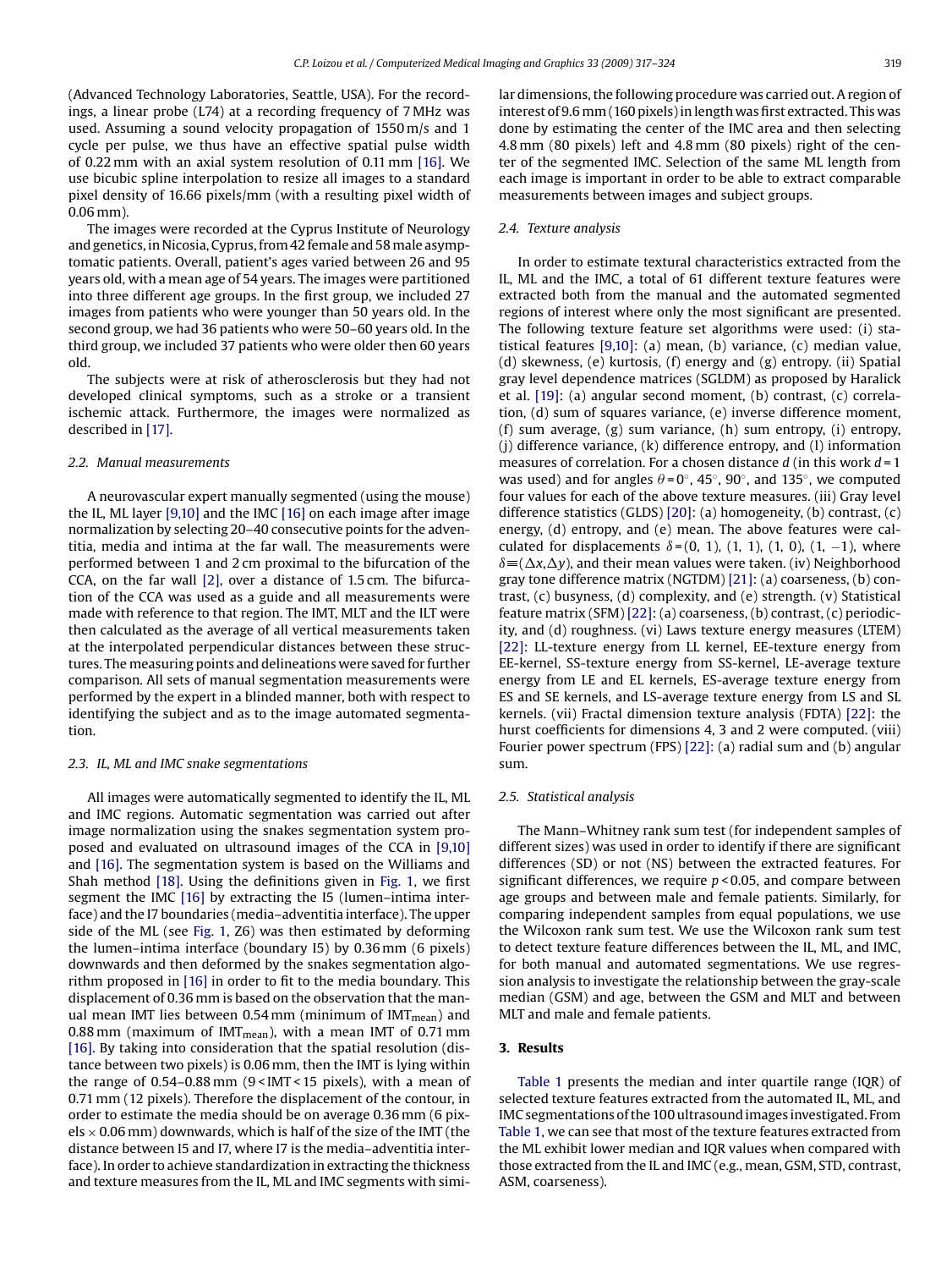(Advanced Technology Laboratories, Seattle, USA). For the recordings, a linear probe (L74) at a recording frequency of 7 MHz was used. Assuming a sound velocity propagation of 1550 m/s and 1 cycle per pulse, we thus have an effective spatial pulse width of 0.22 mm with an axial system resolution of 0.11 mm [16]. We use bicubic spline interpolation to resize all images to a standard pixel density of 16.66 pixels/mm (with a resulting pixel width of 0.06 mm).

The images were recorded at the Cyprus Institute of Neurology and genetics, in Nicosia, Cyprus, from 42 female and 58 male asymptomatic patients. Overall, patient's ages varied between 26 and 95 years old, with a mean age of 54 years. The images were partitioned into three different age groups. In the first group, we included 27 images from patients who were younger than 50 years old. In the second group, we had 36 patients who were 50–60 years old. In the third group, we included 37 patients who were older then 60 years old.

The subjects were at risk of atherosclerosis but they had not developed clinical symptoms, such as a stroke or a transient ischemic attack. Furthermore, the images were normalized as described in [17].

### 2.2. Manual measurements

A neurovascular expert manually segmented (using the mouse) the IL, ML layer [9,10] and the IMC [16] on each image after image normalization by selecting 20–40 consecutive points for the adventitia, media and intima at the far wall. The measurements were performed between 1 and 2 cm proximal to the bifurcation of the CCA, on the far wall [2], over a distance of 1.5 cm. The bifurcation of the CCA was used as a guide and all measurements were made with reference to that region. The IMT, MLT and the ILT were then calculated as the average of all vertical measurements taken at the interpolated perpendicular distances between these structures. The measuring points and delineations were saved for further comparison. All sets of manual segmentation measurements were performed by the expert in a blinded manner, both with respect to identifying the subject and as to the image automated segmentation.

### 2.3. IL, ML and IMC snake segmentations

All images were automatically segmented to identify the IL, ML and IMC regions. Automatic segmentation was carried out after image normalization using the snakes segmentation system proposed and evaluated on ultrasound images of the CCA in [9,10] and [16]. The segmentation system is based on the Williams and Shah method [18]. Using the definitions given in Fig. 1, we first segment the IMC [16] by extracting the I5 (lumen–intima interface) and the I7 boundaries (media–adventitia interface). The upper side of the ML (see Fig. 1, Z6) was then estimated by deforming the lumen–intima interface (boundary I5) by 0.36 mm (6 pixels) downwards and then deformed by the snakes segmentation algorithm proposed in [16] in order to fit to the media boundary. This displacement of 0.36 mm is based on the observation that the manual mean IMT lies between 0.54 mm (minimum of $IMT_{mean}$) and 0.88 mm (maximum of $IMT_{mean}$), with a mean IMT of 0.71 mm [16]. By taking into consideration that the spatial resolution (distance between two pixels) is 0.06 mm, then the IMT is lying within the range of 0.54–0.88 mm ($9 < IMT < 15$ pixels), with a mean of 0.71 mm (12 pixels). Therefore the displacement of the contour, in order to estimate the media should be on average 0.36 mm (6 pixels $\times$ 0.06 mm) downwards, which is half of the size of the IMT (the distance between I5 and I7, where I7 is the media–adventitia interface). In order to achieve standardization in extracting the thickness and texture measures from the IL, ML and IMC segments with similar dimensions, the following procedure was carried out. A region of interest of 9.6 mm (160 pixels) in length was first extracted. This was done by estimating the center of the IMC area and then selecting 4.8 mm (80 pixels) left and 4.8 mm (80 pixels) right of the center of the segmented IMC. Selection of the same ML length from each image is important in order to be able to extract comparable measurements between images and subject groups.

### 2.4. Texture analysis

In order to estimate textural characteristics extracted from the IL, ML and the IMC, a total of 61 different texture features were extracted both from the manual and the automated segmented regions of interest where only the most significant are presented. The following texture feature set algorithms were used: (i) statistical features [9,10]: (a) mean, (b) variance, (c) median value, (d) skewness, (e) kurtosis, (f) energy and (g) entropy. (ii) Spatial gray level dependence matrices (SGLDM) as proposed by Haralick et al. [19]: (a) angular second moment, (b) contrast, (c) correlation, (d) sum of squares variance, (e) inverse difference moment, (f) sum average, (g) sum variance, (h) sum entropy, (i) entropy, (j) difference variance, (k) difference entropy, and (l) information measures of correlation. For a chosen distance $d$ (in this work $d = 1$ was used) and for angles $\theta = 0^\circ$, $45^\circ$, $90^\circ$, and $135^\circ$, we computed four values for each of the above texture measures. (iii) Gray level difference statistics (GLDS) [20]: (a) homogeneity, (b) contrast, (c) energy, (d) entropy, and (e) mean. The above features were calculated for displacements $\delta = (0, 1), (1, 1), (1, 0), (1, -1)$, where $\delta \equiv (\Delta x, \Delta y)$, and their mean values were taken. (iv) Neighborhood gray tone difference matrix (NGTDM) [21]: (a) coarseness, (b) contrast, (c) busyness, (d) complexity, and (e) strength. (v) Statistical feature matrix (SFM) [22]: (a) coarseness, (b) contrast, (c) periodicity, and (d) roughness. (vi) Laws texture energy measures (LTEM) [22]: LL-texture energy from LL kernel, EE-texture energy from EE-kernel, SS-texture energy from SS-kernel, LE-average texture energy from LE and EL kernels, ES-average texture energy from ES and SE kernels, and LS-average texture energy from LS and SL kernels. (vii) Fractal dimension texture analysis (FDTA) [22]: the hurst coefficients for dimensions 4, 3 and 2 were computed. (viii) Fourier power spectrum (FPS) [22]: (a) radial sum and (b) angular sum.

### 2.5. Statistical analysis

The Mann–Whitney rank sum test (for independent samples of different sizes) was used in order to identify if there are significant differences (SD) or not (NS) between the extracted features. For significant differences, we require $p < 0.05$, and compare between age groups and between male and female patients. Similarly, for comparing independent samples from equal populations, we use the Wilcoxon rank sum test. We use the Wilcoxon rank sum test to detect texture feature differences between the IL, ML, and IMC, for both manual and automated segmentations. We use regression analysis to investigate the relationship between the gray-scale median (GSM) and age, between the GSM and MLT and between MLT and male and female patients.

## 3. Results

Table 1 presents the median and inter quartile range (IQR) of selected texture features extracted from the automated IL, ML, and IMC segmentations of the 100 ultrasound images investigated. From Table 1, we can see that most of the texture features extracted from the ML exhibit lower median and IQR values when compared with those extracted from the IL and IMC (e.g., mean, GSM, STD, contrast, ASM, coarseness).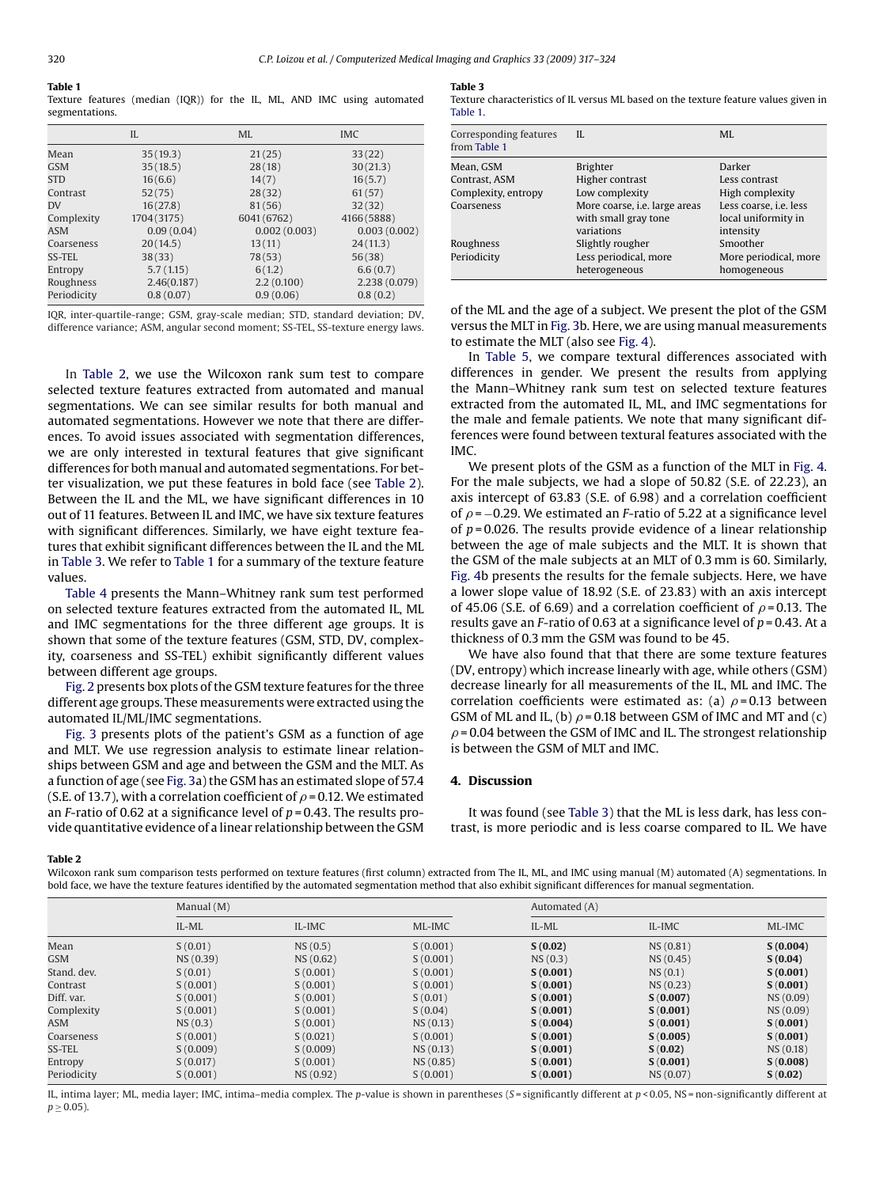**Table 1**
Texture features (median (IQR)) for the IL, ML, AND IMC using automated segmentations.

| | IL | ML | IMC |
|---|---|---|---|
| Mean | 35 (19.3) | 21 (25) | 33 (22) |
| GSM | 35 (18.5) | 28 (18) | 30 (21.3) |
| STD | 16 (6.6) | 14 (7) | 16 (5.7) |
| Contrast | 52 (75) | 28 (32) | 61 (57) |
| DV | 16 (27.8) | 81 (56) | 32 (32) |
| Complexity | 1704 (3175) | 6041 (6762) | 4166 (5888) |
| ASM | 0.09 (0.04) | 0.002 (0.003) | 0.003 (0.002) |
| Coarseness | 20 (14.5) | 13 (11) | 24 (11.3) |
| SS-TEL | 38 (33) | 78 (53) | 56 (38) |
| Entropy | 5.7 (1.15) | 6 (1.2) | 6.6 (0.7) |
| Roughness | 2.46 (0.187) | 2.2 (0.100) | 2.238 (0.079) |
| Periodicity | 0.8 (0.07) | 0.9 (0.06) | 0.8 (0.2) |

IQR, inter-quartile-range; GSM, gray-scale median; STD, standard deviation; DV, difference variance; ASM, angular second moment; SS-TEL, SS-texture energy laws.

In Table 2, we use the Wilcoxon rank sum test to compare selected texture features extracted from automated and manual segmentations. We can see similar results for both manual and automated segmentations. However we note that there are differences. To avoid issues associated with segmentation differences, we are only interested in textural features that give significant differences for both manual and automated segmentations. For better visualization, we put these features in bold face (see Table 2). Between the IL and the ML, we have significant differences in 10 out of 11 features. Between IL and IMC, we have six texture features with significant differences. Similarly, we have eight texture features that exhibit significant differences between the IL and the ML in Table 3. We refer to Table 1 for a summary of the texture feature values.

Table 4 presents the Mann–Whitney rank sum test performed on selected texture features extracted from the automated IL, ML and IMC segmentations for the three different age groups. It is shown that some of the texture features (GSM, STD, DV, complexity, coarseness and SS-TEL) exhibit significantly different values between different age groups.

Fig. 2 presents box plots of the GSM texture features for the three different age groups. These measurements were extracted using the automated IL/ML/IMC segmentations.

Fig. 3 presents plots of the patient's GSM as a function of age and MLT. We use regression analysis to estimate linear relationships between GSM and age and between the GSM and the MLT. As a function of age (see Fig. 3a) the GSM has an estimated slope of 57.4 (S.E. of 13.7), with a correlation coefficient of $\rho = 0.12$. We estimated an F-ratio of 0.62 at a significance level of $p = 0.43$. The results provide quantitative evidence of a linear relationship between the GSM of the ML and the age of a subject. We present the plot of the GSM versus the MLT in Fig. 3b. Here, we are using manual measurements to estimate the MLT (also see Fig. 4).

**Table 3**
Texture characteristics of IL versus ML based on the texture feature values given in Table 1.

| Corresponding features from Table 1 | IL | ML |
|---|---|---|
| Mean, GSM | Brighter | Darker |
| Contrast, ASM | Higher contrast | Less contrast |
| Complexity, entropy | Low complexity | High complexity |
| Coarseness | More coarse, i.e. large areas with small gray tone variations | Less coarse, i.e. less local uniformity in intensity |
| Roughness | Slightly rougher | Smoother |
| Periodicity | Less periodical, more heterogeneous | More periodical, more homogeneous |

In Table 5, we compare textural differences associated with differences in gender. We present the results from applying the Mann–Whitney rank sum test on selected texture features extracted from the automated IL, ML, and IMC segmentations for the male and female patients. We note that many significant differences were found between textural features associated with the IMC.

We present plots of the GSM as a function of the MLT in Fig. 4. For the male subjects, we had a slope of 50.82 (S.E. of 22.23), an axis intercept of 63.83 (S.E. of 6.98) and a correlation coefficient of $\rho = -0.29$. We estimated an F-ratio of 5.22 at a significance level of $p = 0.026$. The results provide evidence of a linear relationship between the age of male subjects and the MLT. It is shown that the GSM of the male subjects at an MLT of 0.3 mm is 60. Similarly, Fig. 4b presents the results for the female subjects. Here, we have a lower slope value of 18.92 (S.E. of 23.83) with an axis intercept of 45.06 (S.E. of 6.69) and a correlation coefficient of $\rho = 0.13$. The results gave an F-ratio of 0.63 at a significance level of $p = 0.43$. At a thickness of 0.3 mm the GSM was found to be 45.

We have also found that that there are some texture features (DV, entropy) which increase linearly with age, while others (GSM) decrease linearly for all measurements of the IL, ML and IMC. The correlation coefficients were estimated as: (a) $\rho = 0.13$ between GSM of ML and IL, (b) $\rho = 0.18$ between GSM of IMC and MT and (c) $\rho = 0.04$ between the GSM of IMC and IL. The strongest relationship is between the GSM of MLT and IMC.

## 4. Discussion

It was found (see Table 3) that the ML is less dark, has less contrast, is more periodic and is less coarse compared to IL. We have

**Table 2**
Wilcoxon rank sum comparison tests performed on texture features (first column) extracted from The IL, ML, and IMC using manual (M) automated (A) segmentations. In bold face, we have the texture features identified by the automated segmentation method that also exhibit significant differences for manual segmentation.

| | Manual (M) | | | Automated (A) | | |
|---|---|---|---|---|---|---|
| | IL-ML | IL-IMC | ML-IMC | IL-ML | IL-IMC | ML-IMC |
| Mean | S (0.01) | NS (0.5) | S (0.001) | **S (0.02)** | NS (0.81) | **S (0.004)** |
| GSM | NS (0.39) | NS (0.62) | S (0.001) | NS (0.3) | NS (0.45) | **S (0.04)** |
| Stand. dev. | S (0.01) | S (0.001) | S (0.001) | **S (0.001)** | NS (0.1) | **S (0.001)** |
| Contrast | S (0.001) | S (0.001) | S (0.001) | **S (0.001)** | NS (0.23) | **S (0.001)** |
| Diff. var. | S (0.001) | S (0.001) | S (0.01) | **S (0.001)** | **S (0.007)** | NS (0.09) |
| Complexity | S (0.001) | S (0.001) | S (0.04) | **S (0.001)** | **S (0.001)** | NS (0.09) |
| ASM | NS (0.3) | S (0.001) | NS (0.13) | **S (0.004)** | **S (0.001)** | **S (0.001)** |
| Coarseness | S (0.001) | S (0.021) | S (0.001) | **S (0.001)** | **S (0.005)** | **S (0.001)** |
| SS-TEL | S (0.009) | S (0.009) | NS (0.13) | **S (0.001)** | **S (0.02)** | NS (0.18) |
| Entropy | S (0.017) | S (0.001) | NS (0.85) | **S (0.001)** | **S (0.001)** | **S (0.008)** |
| Periodicity | S (0.001) | NS (0.92) | S (0.001) | **S (0.001)** | NS (0.07) | **S (0.02)** |

IL, intima layer; ML, media layer; IMC, intima–media complex. The p-value is shown in parentheses (S = significantly different at $p < 0.05$, NS = non-significantly different at $p \geq 0.05$).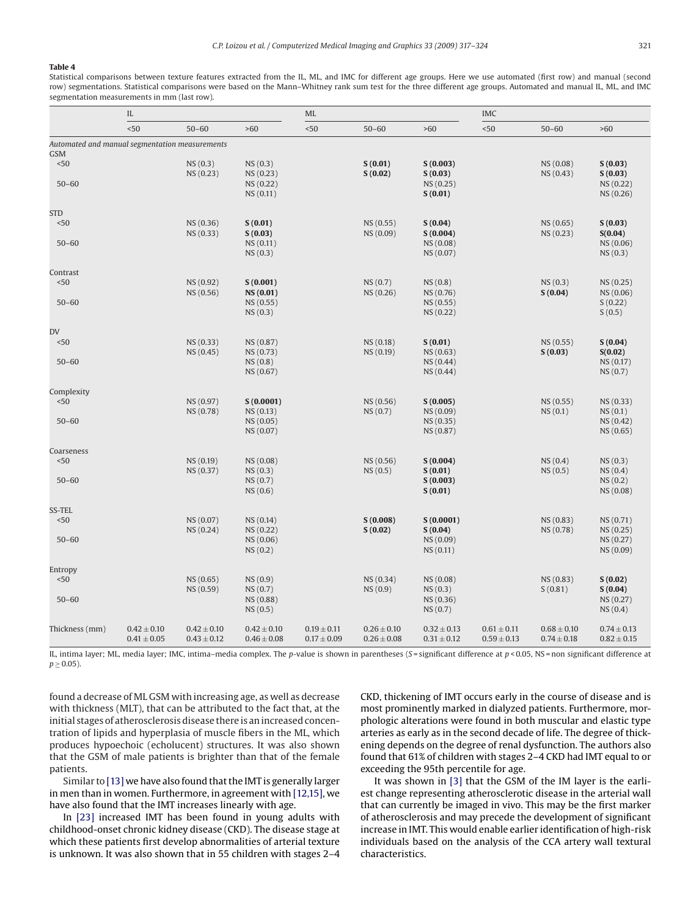**Table 4**

Statistical comparisons between texture features extracted from the IL, ML, and IMC for different age groups. Here we use automated (first row) and manual (second row) segmentations. Statistical comparisons were based on the Mann–Whitney rank sum test for the three different age groups. Automated and manual IL, ML, and IMC segmentation measurements in mm (last row).

| | IL | | | ML | | | IMC | | |
|---|---|---|---|---|---|---|---|---|---|
| | <50 | 50–60 | >60 | <50 | 50–60 | >60 | <50 | 50–60 | >60 |
| *Automated and manual segmentation measurements* | | | | | | | | | |
| **GSM** | | | | | | | | | |
| <50 | | NS (0.3) | NS (0.3) | | **S (0.01)** | **S (0.003)** | | NS (0.08) | **S (0.03)** |
| | | NS (0.23) | NS (0.23) | | **S (0.02)** | **S (0.03)** | | NS (0.43) | **S (0.03)** |
| 50–60 | | | NS (0.22) | | | NS (0.25) | | | NS (0.22) |
| | | | NS (0.11) | | | **S (0.01)** | | | NS (0.26) |
| **STD** | | | | | | | | | |
| <50 | | NS (0.36) | **S (0.01)** | | NS (0.55) | **S (0.04)** | | NS (0.65) | **S (0.03)** |
| | | NS (0.33) | **S (0.03)** | | NS (0.09) | **S (0.004)** | | NS (0.23) | **S(0.04)** |
| 50–60 | | | NS (0.11) | | | NS (0.08) | | | NS (0.06) |
| | | | NS (0.3) | | | NS (0.07) | | | NS (0.3) |
| **Contrast** | | | | | | | | | |
| <50 | | NS (0.92) | **S (0.001)** | | NS (0.7) | NS (0.8) | | NS (0.3) | NS (0.25) |
| | | NS (0.56) | **NS (0.01)** | | NS (0.26) | NS (0.76) | | **S (0.04)** | NS (0.06) |
| 50–60 | | | NS (0.55) | | | NS (0.55) | | | S (0.22) |
| | | | NS (0.3) | | | NS (0.22) | | | S (0.5) |
| **DV** | | | | | | | | | |
| <50 | | NS (0.33) | NS (0.87) | | NS (0.18) | **S (0.01)** | | NS (0.55) | **S (0.04)** |
| | | NS (0.45) | NS (0.73) | | NS (0.19) | NS (0.63) | | **S (0.03)** | **S(0.02)** |
| 50–60 | | | NS (0.8) | | | NS (0.44) | | | NS (0.17) |
| | | | NS (0.67) | | | NS (0.44) | | | NS (0.7) |
| **Complexity** | | | | | | | | | |
| <50 | | NS (0.97) | **S (0.0001)** | | NS (0.56) | **S (0.005)** | | NS (0.55) | NS (0.33) |
| | | NS (0.78) | NS (0.13) | | NS (0.7) | NS (0.09) | | NS (0.1) | NS (0.1) |
| 50–60 | | | NS (0.05) | | | NS (0.35) | | | NS (0.42) |
| | | | NS (0.07) | | | NS (0.87) | | | NS (0.65) |
| **Coarseness** | | | | | | | | | |
| <50 | | NS (0.19) | NS (0.08) | | NS (0.56) | **S (0.004)** | | NS (0.4) | NS (0.3) |
| | | NS (0.37) | NS (0.3) | | NS (0.5) | **S (0.01)** | | NS (0.5) | NS (0.4) |
| 50–60 | | | NS (0.7) | | | **S (0.003)** | | | NS (0.2) |
| | | | NS (0.6) | | | **S (0.01)** | | | NS (0.08) |
| **SS-TEL** | | | | | | | | | |
| <50 | | NS (0.07) | NS (0.14) | | **S (0.008)** | **S (0.0001)** | | NS (0.83) | NS (0.71) |
| | | NS (0.24) | NS (0.22) | | **S (0.02)** | **S (0.04)** | | NS (0.78) | NS (0.25) |
| 50–60 | | | NS (0.06) | | | NS (0.09) | | | NS (0.27) |
| | | | NS (0.2) | | | NS (0.11) | | | NS (0.09) |
| **Entropy** | | | | | | | | | |
| <50 | | NS (0.65) | NS (0.9) | | NS (0.34) | NS (0.08) | | NS (0.83) | **S (0.02)** |
| | | NS (0.59) | NS (0.7) | | NS (0.9) | NS (0.3) | | S (0.81) | **S (0.04)** |
| 50–60 | | | NS (0.88) | | | NS (0.36) | | | NS (0.27) |
| | | | NS (0.5) | | | NS (0.7) | | | NS (0.4) |
| Thickness (mm) | $0.42 \pm 0.10$ | $0.42 \pm 0.10$ | $0.42 \pm 0.10$ | $0.19 \pm 0.11$ | $0.26 \pm 0.10$ | $0.32 \pm 0.13$ | $0.61 \pm 0.11$ | $0.68 \pm 0.10$ | $0.74 \pm 0.13$ |
| | $0.41 \pm 0.05$ | $0.43 \pm 0.12$ | $0.46 \pm 0.08$ | $0.17 \pm 0.09$ | $0.26 \pm 0.08$ | $0.31 \pm 0.12$ | $0.59 \pm 0.13$ | $0.74 \pm 0.18$ | $0.82 \pm 0.15$ |

IL, intima layer; ML, media layer; IMC, intima–media complex. The *p*-value is shown in parentheses (*S* = significant difference at $p < 0.05$, NS = non significant difference at $p \geq 0.05$).

found a decrease of ML GSM with increasing age, as well as decrease with thickness (MLT), that can be attributed to the fact that, at the initial stages of atherosclerosis disease there is an increased concentration of lipids and hyperplasia of muscle fibers in the ML, which produces hypoechoic (echolucent) structures. It was also shown that the GSM of male patients is brighter than that of the female patients.

Similar to [13] we have also found that the IMT is generally larger in men than in women. Furthermore, in agreement with [12,15], we have also found that the IMT increases linearly with age.

In [23] increased IMT has been found in young adults with childhood-onset chronic kidney disease (CKD). The disease stage at which these patients first develop abnormalities of arterial texture is unknown. It was also shown that in 55 children with stages 2–4 CKD, thickening of IMT occurs early in the course of disease and is most prominently marked in dialyzed patients. Furthermore, morphologic alterations were found in both muscular and elastic type arteries as early as in the second decade of life. The degree of thickening depends on the degree of renal dysfunction. The authors also found that 61% of children with stages 2–4 CKD had IMT equal to or exceeding the 95th percentile for age.

It was shown in [3] that the GSM of the IM layer is the earliest change representing atherosclerotic disease in the arterial wall that can currently be imaged in vivo. This may be the first marker of atherosclerosis and may precede the development of significant increase in IMT. This would enable earlier identification of high-risk individuals based on the analysis of the CCA artery wall textural characteristics.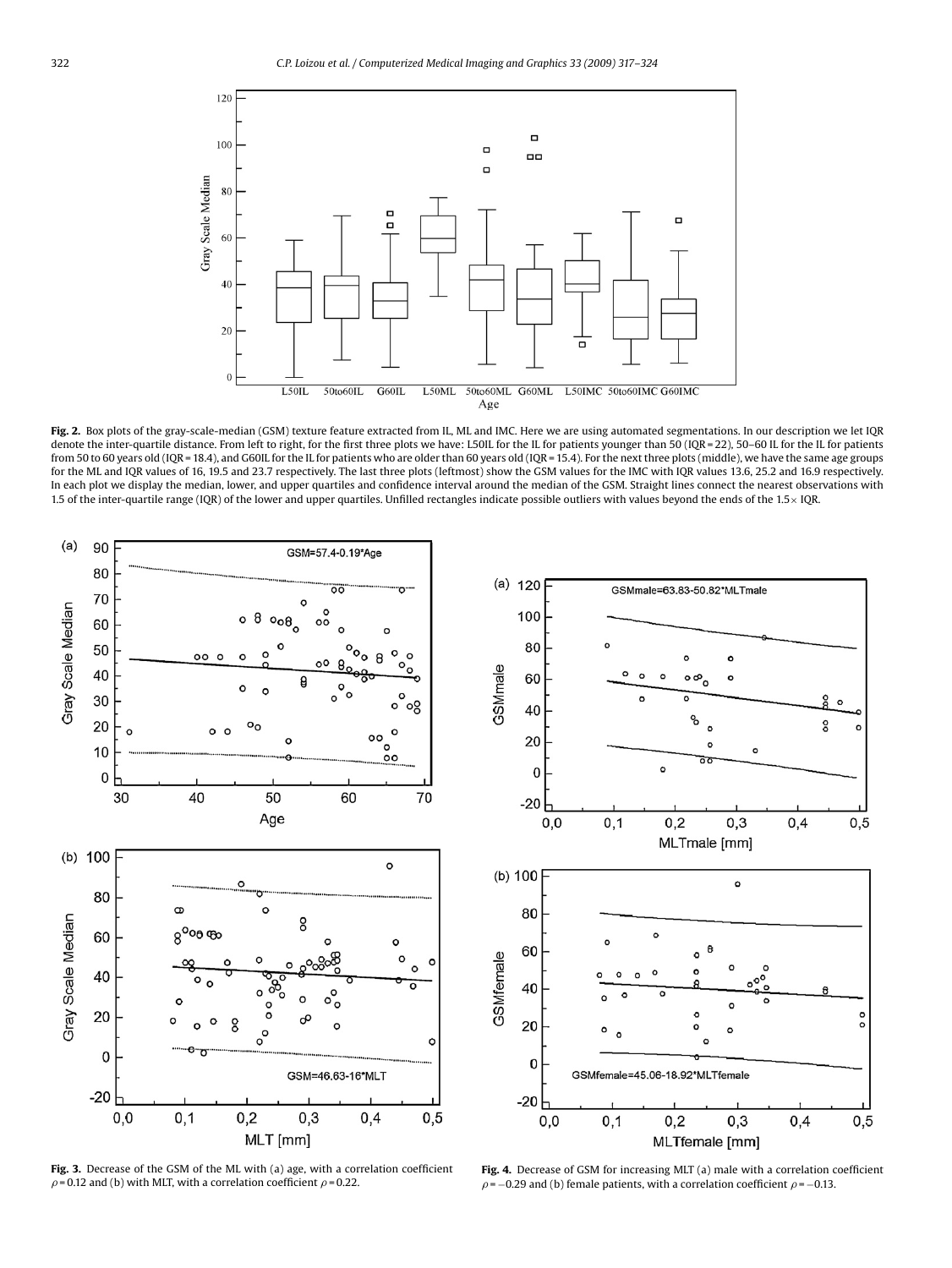**Fig. 2.** Box plots of the gray-scale-median (GSM) texture feature extracted from IL, ML and IMC. Here we are using automated segmentations. In our description we let IQR denote the inter-quartile distance. From left to right, for the first three plots we have: L50IL for the IL for patients younger than 50 (IQR = 22), 50–60 IL for the IL for patients from 50 to 60 years old (IQR = 18.4), and G60IL for the IL for patients who are older than 60 years old (IQR = 15.4). For the next three plots (middle), we have the same age groups for the ML and IQR values of 16, 19.5 and 23.7 respectively. The last three plots (leftmost) show the GSM values for the IMC with IQR values 13.6, 25.2 and 16.9 respectively. In each plot we display the median, lower, and upper quartiles and confidence interval around the median of the GSM. Straight lines connect the nearest observations with 1.5 of the inter-quartile range (IQR) of the lower and upper quartiles. Unfilled rectangles indicate possible outliers with values beyond the ends of the 1.5× IQR.

**Fig. 3.** Decrease of the GSM of the ML with (a) age, with a correlation coefficient $\rho = 0.12$ and (b) with MLT, with a correlation coefficient $\rho = 0.22$.

**Fig. 4.** Decrease of GSM for increasing MLT (a) male with a correlation coefficient $\rho = -0.29$ and (b) female patients, with a correlation coefficient $\rho = -0.13$.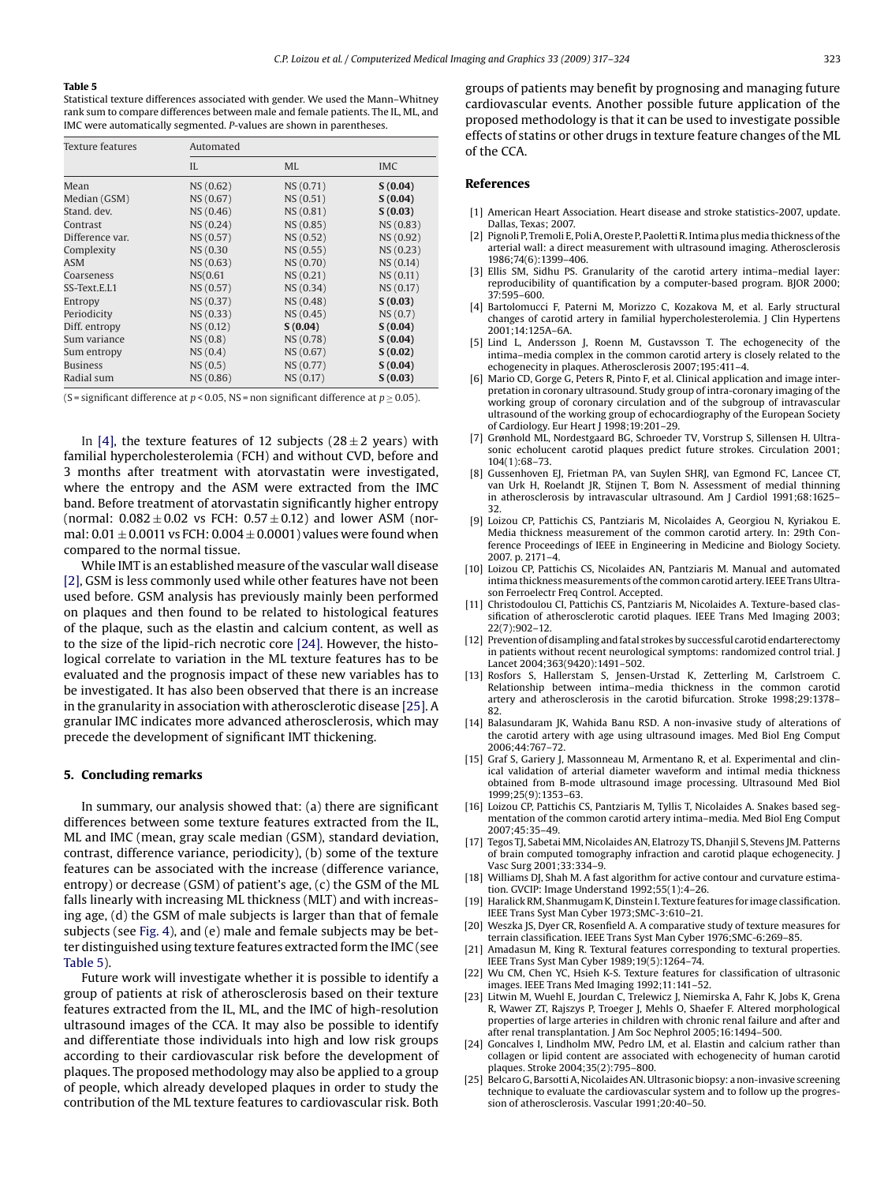**Table 5**
Statistical texture differences associated with gender. We used the Mann–Whitney rank sum to compare differences between male and female patients. The IL, ML, and IMC were automatically segmented. P-values are shown in parentheses.

| Texture features | Automated | | |
|---|---|---|---|
| | IL | ML | IMC |
| Mean | NS (0.62) | NS (0.71) | **S (0.04)** |
| Median (GSM) | NS (0.67) | NS (0.51) | **S (0.04)** |
| Stand. dev. | NS (0.46) | NS (0.81) | **S (0.03)** |
| Contrast | NS (0.24) | NS (0.85) | NS (0.83) |
| Difference var. | NS (0.57) | NS (0.52) | NS (0.92) |
| Complexity | NS (0.30 | NS (0.55) | NS (0.23) |
| ASM | NS (0.63) | NS (0.70) | NS (0.14) |
| Coarseness | NS(0.61 | NS (0.21) | NS (0.11) |
| SS-Text.E.L1 | NS (0.57) | NS (0.34) | NS (0.17) |
| Entropy | NS (0.37) | NS (0.48) | **S (0.03)** |
| Periodicity | NS (0.33) | NS (0.45) | NS (0.7) |
| Diff. entropy | NS (0.12) | **S (0.04)** | **S (0.04)** |
| Sum variance | NS (0.8) | NS (0.78) | **S (0.04)** |
| Sum entropy | NS (0.4) | NS (0.67) | **S (0.02)** |
| Business | NS (0.5) | NS (0.77) | **S (0.04)** |
| Radial sum | NS (0.86) | NS (0.17) | **S (0.03)** |

(S = significant difference at $p < 0.05$, NS = non significant difference at $p \geq 0.05$).

In [4], the texture features of 12 subjects ($28 \pm 2$ years) with familial hypercholesterolemia (FCH) and without CVD, before and 3 months after treatment with atorvastatin were investigated, where the entropy and the ASM were extracted from the IMC band. Before treatment of atorvastatin significantly higher entropy (normal: $0.082 \pm 0.02$ vs FCH: $0.57 \pm 0.12$) and lower ASM (normal: $0.01 \pm 0.0011$ vs FCH: $0.004 \pm 0.0001$) values were found when compared to the normal tissue.

While IMT is an established measure of the vascular wall disease [2], GSM is less commonly used while other features have not been used before. GSM analysis has previously mainly been performed on plaques and then found to be related to histological features of the plaque, such as the elastin and calcium content, as well as to the size of the lipid-rich necrotic core [24]. However, the histological correlate to variation in the ML texture features has to be evaluated and the prognosis impact of these new variables has to be investigated. It has also been observed that there is an increase in the granularity in association with atherosclerotic disease [25]. A granular IMC indicates more advanced atherosclerosis, which may precede the development of significant IMT thickening.

## 5. Concluding remarks

In summary, our analysis showed that: (a) there are significant differences between some texture features extracted from the IL, ML and IMC (mean, gray scale median (GSM), standard deviation, contrast, difference variance, periodicity), (b) some of the texture features can be associated with the increase (difference variance, entropy) or decrease (GSM) of patient's age, (c) the GSM of the ML falls linearly with increasing ML thickness (MLT) and with increasing age, (d) the GSM of male subjects is larger than that of female subjects (see Fig. 4), and (e) male and female subjects may be better distinguished using texture features extracted form the IMC (see Table 5).

Future work will investigate whether it is possible to identify a group of patients at risk of atherosclerosis based on their texture features extracted from the IL, ML, and the IMC of high-resolution ultrasound images of the CCA. It may also be possible to identify and differentiate those individuals into high and low risk groups according to their cardiovascular risk before the development of plaques. The proposed methodology may also be applied to a group of people, which already developed plaques in order to study the contribution of the ML texture features to cardiovascular risk. Both groups of patients may benefit by prognosing and managing future cardiovascular events. Another possible future application of the proposed methodology is that it can be used to investigate possible effects of statins or other drugs in texture feature changes of the ML of the CCA.

## References

[1] American Heart Association. Heart disease and stroke statistics-2007, update. Dallas, Texas; 2007.

[2] Pignoli P, Tremoli E, Poli A, Oreste P, Paoletti R. Intima plus media thickness of the arterial wall: a direct measurement with ultrasound imaging. Atherosclerosis 1986;74(6):1399–406.

[3] Ellis SM, Sidhu PS. Granularity of the carotid artery intima–medial layer: reproducibility of quantification by a computer-based program. BJOR 2000; 37:595–600.

[4] Bartolomucci F, Paterni M, Morizzo C, Kozakova M, et al. Early structural changes of carotid artery in familial hypercholesterolemia. J Clin Hypertens 2001;14:125A–6A.

[5] Lind L, Andersson J, Roenn M, Gustavsson T. The echogenecity of the intima–media complex in the common carotid artery is closely related to the echogenecity in plaques. Atherosclerosis 2007;195:411–4.

[6] Mario CD, Gorge G, Peters R, Pinto F, et al. Clinical application and image interpretation in coronary ultrasound. Study group of intra-coronary imaging of the working group of coronary circulation and of the subgroup of intravascular ultrasound of the working group of echocardiography of the European Society of Cardiology. Eur Heart J 1998;19:201–29.

[7] Grønhold ML, Nordestgaard BG, Schroeder TV, Vorstrup S, Sillensen H. Ultrasonic echolucent carotid plaques predict future strokes. Circulation 2001; 104(1):68–73.

[8] Gussenhoven EJ, Frietman PA, van Suylen SHRJ, van Egmond FC, Lancee CT, van Urk H, Roelandt JR, Stijnen T, Bom N. Assessment of medial thinning in atherosclerosis by intravascular ultrasound. Am J Cardiol 1991;68:1625–32.

[9] Loizou CP, Pattichis CS, Pantziaris M, Nicolaides A, Georgiou N, Kyriakou E. Media thickness measurement of the common carotid artery. In: 29th Conference Proceedings of IEEE in Engineering in Medicine and Biology Society. 2007. p. 2171–4.

[10] Loizou CP, Pattichis CS, Nicolaides AN, Pantziaris M. Manual and automated intima thickness measurements of the common carotid artery. IEEE Trans Ultrason Ferroelectr Freq Control. Accepted.

[11] Christodoulou CI, Pattichis CS, Pantziaris M, Nicolaides A. Texture-based classification of atherosclerotic carotid plaques. IEEE Trans Med Imaging 2003; 22(7):902–12.

[12] Prevention of disampling and fatal strokes by successful carotid endarterectomy in patients without recent neurological symptoms: randomized control trial. J Lancet 2004;363(9420):1491–502.

[13] Rosfors S, Hallerstam S, Jensen-Urstad K, Zetterling M, Carlstroem C. Relationship between intima–media thickness in the common carotid artery and atherosclerosis in the carotid bifurcation. Stroke 1998;29:1378–82.

[14] Balasundaram JK, Wahida Banu RSD. A non-invasive study of alterations of the carotid artery with age using ultrasound images. Med Biol Eng Comput 2006;44:767–72.

[15] Graf S, Gariery J, Massonneau M, Armentano R, et al. Experimental and clinical validation of arterial diameter waveform and intimal media thickness obtained from B-mode ultrasound image processing. Ultrasound Med Biol 1999;25(9):1353–63.

[16] Loizou CP, Pattichis CS, Pantziaris M, Tyllis T, Nicolaides A. Snakes based segmentation of the common carotid artery intima–media. Med Biol Eng Comput 2007;45:35–49.

[17] Tegos TJ, Sabetai MM, Nicolaides AN, Elatrozy TS, Dhanjil S, Stevens JM. Patterns of brain computed tomography infraction and carotid plaque echogenecity. J Vasc Surg 2001;33:334–9.

[18] Williams DJ, Shah M. A fast algorithm for active contour and curvature estimation. GVCIP: Image Understand 1992;55(1):4–26.

[19] Haralick RM, Shanmugam K, Dinstein I. Texture features for image classification. IEEE Trans Syst Man Cyber 1973;SMC-3:610–21.

[20] Weszka JS, Dyer CR, Rosenfield A. A comparative study of texture measures for terrain classification. IEEE Trans Syst Man Cyber 1976;SMC-6:269–85.

[21] Amadasun M, King R. Textural features corresponding to textural properties. IEEE Trans Syst Man Cyber 1989;19(5):1264–74.

[22] Wu CM, Chen YC, Hsieh K-S. Texture features for classification of ultrasonic images. IEEE Trans Med Imaging 1992;11:141–52.

[23] Litwin M, Wuehl E, Jourdan C, Trelewicz J, Niemirska A, Fahr K, Jobs K, Grena R, Wawer ZT, Rajszys P, Troeger J, Mehls O, Shaefer F. Altered morphological properties of large arteries in children with chronic renal failure and after and after renal transplantation. J Am Soc Nephrol 2005;16:1494–500.

[24] Goncalves I, Lindholm MW, Pedro LM, et al. Elastin and calcium rather than collagen or lipid content are associated with echogenecity of human carotid plaques. Stroke 2004;35(2):795–800.

[25] Belcaro G, Barsotti A, Nicolaides AN. Ultrasonic biopsy: a non-invasive screening technique to evaluate the cardiovascular system and to follow up the progression of atherosclerosis. Vascular 1991;20:40–50.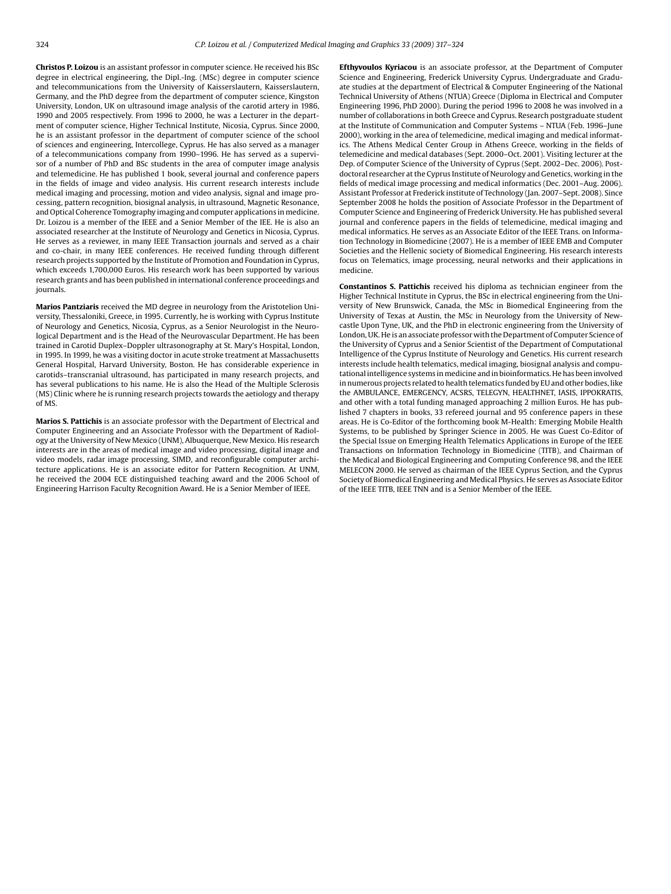**Christos P. Loizou** is an assistant professor in computer science. He received his BSc degree in electrical engineering, the Dipl.-Ing. (MSc) degree in computer science and telecommunications from the University of Kaisserslautern, Kaisserslautern, Germany, and the PhD degree from the department of computer science, Kingston University, London, UK on ultrasound image analysis of the carotid artery in 1986, 1990 and 2005 respectively. From 1996 to 2000, he was a Lecturer in the department of computer science, Higher Technical Institute, Nicosia, Cyprus. Since 2000, he is an assistant professor in the department of computer science of the school of sciences and engineering, Intercollege, Cyprus. He has also served as a manager of a telecommunications company from 1990–1996. He has served as a supervisor of a number of PhD and BSc students in the area of computer image analysis and telemedicine. He has published 1 book, several journal and conference papers in the fields of image and video analysis. His current research interests include medical imaging and processing, motion and video analysis, signal and image processing, pattern recognition, biosignal analysis, in ultrasound, Magnetic Resonance, and Optical Coherence Tomography imaging and computer applications in medicine. Dr. Loizou is a member of the IEEE and a Senior Member of the IEE. He is also an associated researcher at the Institute of Neurology and Genetics in Nicosia, Cyprus. He serves as a reviewer, in many IEEE Transaction journals and served as a chair and co-chair, in many IEEE conferences. He received funding through different research projects supported by the Institute of Promotion and Foundation in Cyprus, which exceeds 1,700,000 Euros. His research work has been supported by various research grants and has been published in international conference proceedings and journals.

**Marios Pantziaris** received the MD degree in neurology from the Aristotelion University, Thessaloniki, Greece, in 1995. Currently, he is working with Cyprus Institute of Neurology and Genetics, Nicosia, Cyprus, as a Senior Neurologist in the Neurological Department and is the Head of the Neurovascular Department. He has been trained in Carotid Duplex–Doppler ultrasonography at St. Mary's Hospital, London, in 1995. In 1999, he was a visiting doctor in acute stroke treatment at Massachusetts General Hospital, Harvard University, Boston. He has considerable experience in carotids–transcranial ultrasound, has participated in many research projects, and has several publications to his name. He is also the Head of the Multiple Sclerosis (MS) Clinic where he is running research projects towards the aetiology and therapy of MS.

**Marios S. Pattichis** is an associate professor with the Department of Electrical and Computer Engineering and an Associate Professor with the Department of Radiology at the University of New Mexico (UNM), Albuquerque, New Mexico. His research interests are in the areas of medical image and video processing, digital image and video models, radar image processing, SIMD, and reconfigurable computer architecture applications. He is an associate editor for Pattern Recognition. At UNM, he received the 2004 ECE distinguished teaching award and the 2006 School of Engineering Harrison Faculty Recognition Award. He is a Senior Member of IEEE.

**Efthyvoulos Kyriacou** is an associate professor, at the Department of Computer Science and Engineering, Frederick University Cyprus. Undergraduate and Graduate studies at the department of Electrical & Computer Engineering of the National Technical University of Athens (NTUA) Greece (Diploma in Electrical and Computer Engineering 1996, PhD 2000). During the period 1996 to 2008 he was involved in a number of collaborations in both Greece and Cyprus. Research postgraduate student at the Institute of Communication and Computer Systems – NTUA (Feb. 1996–June 2000), working in the area of telemedicine, medical imaging and medical informatics. The Athens Medical Center Group in Athens Greece, working in the fields of telemedicine and medical databases (Sept. 2000–Oct. 2001). Visiting lecturer at the Dep. of Computer Science of the University of Cyprus (Sept. 2002–Dec. 2006). Postdoctoral researcher at the Cyprus Institute of Neurology and Genetics, working in the fields of medical image processing and medical informatics (Dec. 2001–Aug. 2006). Assistant Professor at Frederick institute of Technology (Jan. 2007–Sept. 2008). Since September 2008 he holds the position of Associate Professor in the Department of Computer Science and Engineering of Frederick University. He has published several journal and conference papers in the fields of telemedicine, medical imaging and medical informatics. He serves as an Associate Editor of the IEEE Trans. on Information Technology in Biomedicine (2007). He is a member of IEEE EMB and Computer Societies and the Hellenic society of Biomedical Engineering. His research interests focus on Telematics, image processing, neural networks and their applications in medicine.

**Constantinos S. Pattichis** received his diploma as technician engineer from the Higher Technical Institute in Cyprus, the BSc in electrical engineering from the University of New Brunswick, Canada, the MSc in Biomedical Engineering from the University of Texas at Austin, the MSc in Neurology from the University of Newcastle Upon Tyne, UK, and the PhD in electronic engineering from the University of London, UK. He is an associate professor with the Department of Computer Science of the University of Cyprus and a Senior Scientist of the Department of Computational Intelligence of the Cyprus Institute of Neurology and Genetics. His current research interests include health telematics, medical imaging, biosignal analysis and computational intelligence systems in medicine and in bioinformatics. He has been involved in numerous projects related to health telematics funded by EU and other bodies, like the AMBULANCE, EMERGENCY, ACSRS, TELEGYN, HEALTHNET, IASIS, IPPOKRATIS, and other with a total funding managed approaching 2 million Euros. He has published 7 chapters in books, 33 refereed journal and 95 conference papers in these areas. He is Co-Editor of the forthcoming book M-Health: Emerging Mobile Health Systems, to be published by Springer Science in 2005. He was Guest Co-Editor of the Special Issue on Emerging Health Telematics Applications in Europe of the IEEE Transactions on Information Technology in Biomedicine (TITB), and Chairman of the Medical and Biological Engineering and Computing Conference 98, and the IEEE MELECON 2000. He served as chairman of the IEEE Cyprus Section, and the Cyprus Society of Biomedical Engineering and Medical Physics. He serves as Associate Editor of the IEEE TITB, IEEE TNN and is a Senior Member of the IEEE.